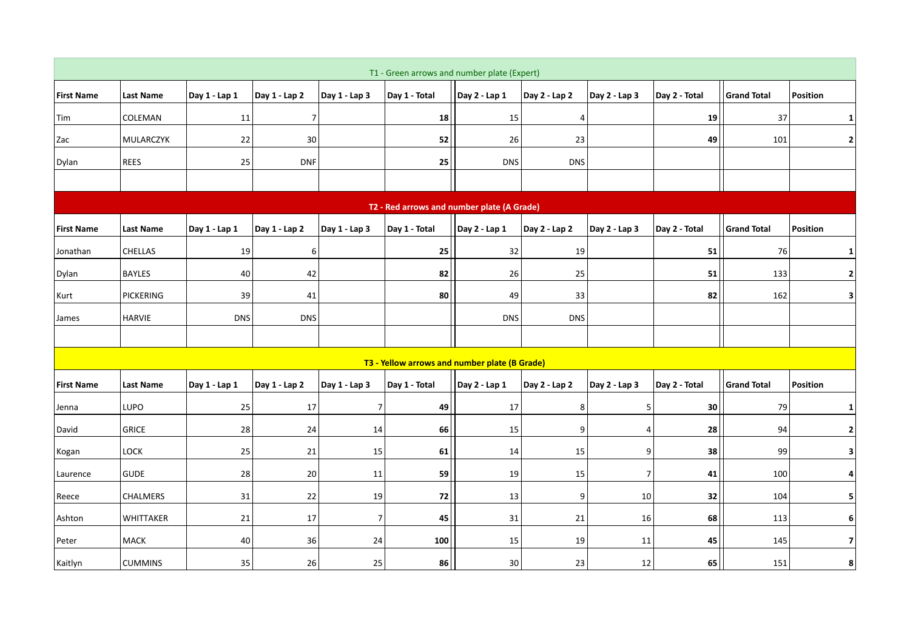| T1 - Green arrows and number plate (Expert) | | | | | | | | | | | |
|---|---|---|---|---|---|---|---|---|---|---|---|
| **First Name** | **Last Name** | **Day 1 - Lap 1** | **Day 1 - Lap 2** | **Day 1 - Lap 3** | **Day 1 - Total** | **Day 2 - Lap 1** | **Day 2 - Lap 2** | **Day 2 - Lap 3** | **Day 2 - Total** | **Grand Total** | **Position** |
| Tim | COLEMAN | 11 | 7 | | **18** | 15 | 4 | | **19** | 37 | **1** |
| Zac | MULARCZYK | 22 | 30 | | **52** | 26 | 23 | | **49** | 101 | **2** |
| Dylan | REES | 25 | DNF | | **25** | DNS | DNS | | | | |
| | | | | | | | | | | | |

| **T2 - Red arrows and number plate (A Grade)** | | | | | | | | | | | |
|---|---|---|---|---|---|---|---|---|---|---|---|
| **First Name** | **Last Name** | **Day 1 - Lap 1** | **Day 1 - Lap 2** | **Day 1 - Lap 3** | **Day 1 - Total** | **Day 2 - Lap 1** | **Day 2 - Lap 2** | **Day 2 - Lap 3** | **Day 2 - Total** | **Grand Total** | **Position** |
| Jonathan | CHELLAS | 19 | 6 | | **25** | 32 | 19 | | **51** | 76 | **1** |
| Dylan | BAYLES | 40 | 42 | | **82** | 26 | 25 | | **51** | 133 | **2** |
| Kurt | PICKERING | 39 | 41 | | **80** | 49 | 33 | | **82** | 162 | **3** |
| James | HARVIE | DNS | DNS | | | DNS | DNS | | | | |
| | | | | | | | | | | | |

| **T3 - Yellow arrows and number plate (B Grade)** | | | | | | | | | | | |
|---|---|---|---|---|---|---|---|---|---|---|---|
| **First Name** | **Last Name** | **Day 1 - Lap 1** | **Day 1 - Lap 2** | **Day 1 - Lap 3** | **Day 1 - Total** | **Day 2 - Lap 1** | **Day 2 - Lap 2** | **Day 2 - Lap 3** | **Day 2 - Total** | **Grand Total** | **Position** |
| Jenna | LUPO | 25 | 17 | 7 | **49** | 17 | 8 | 5 | **30** | 79 | **1** |
| David | GRICE | 28 | 24 | 14 | **66** | 15 | 9 | 4 | **28** | 94 | **2** |
| Kogan | LOCK | 25 | 21 | 15 | **61** | 14 | 15 | 9 | **38** | 99 | **3** |
| Laurence | GUDE | 28 | 20 | 11 | **59** | 19 | 15 | 7 | **41** | 100 | **4** |
| Reece | CHALMERS | 31 | 22 | 19 | **72** | 13 | 9 | 10 | **32** | 104 | **5** |
| Ashton | WHITTAKER | 21 | 17 | 7 | **45** | 31 | 21 | 16 | **68** | 113 | **6** |
| Peter | MACK | 40 | 36 | 24 | **100** | 15 | 19 | 11 | **45** | 145 | **7** |
| Kaitlyn | CUMMINS | 35 | 26 | 25 | **86** | 30 | 23 | 12 | **65** | 151 | **8** |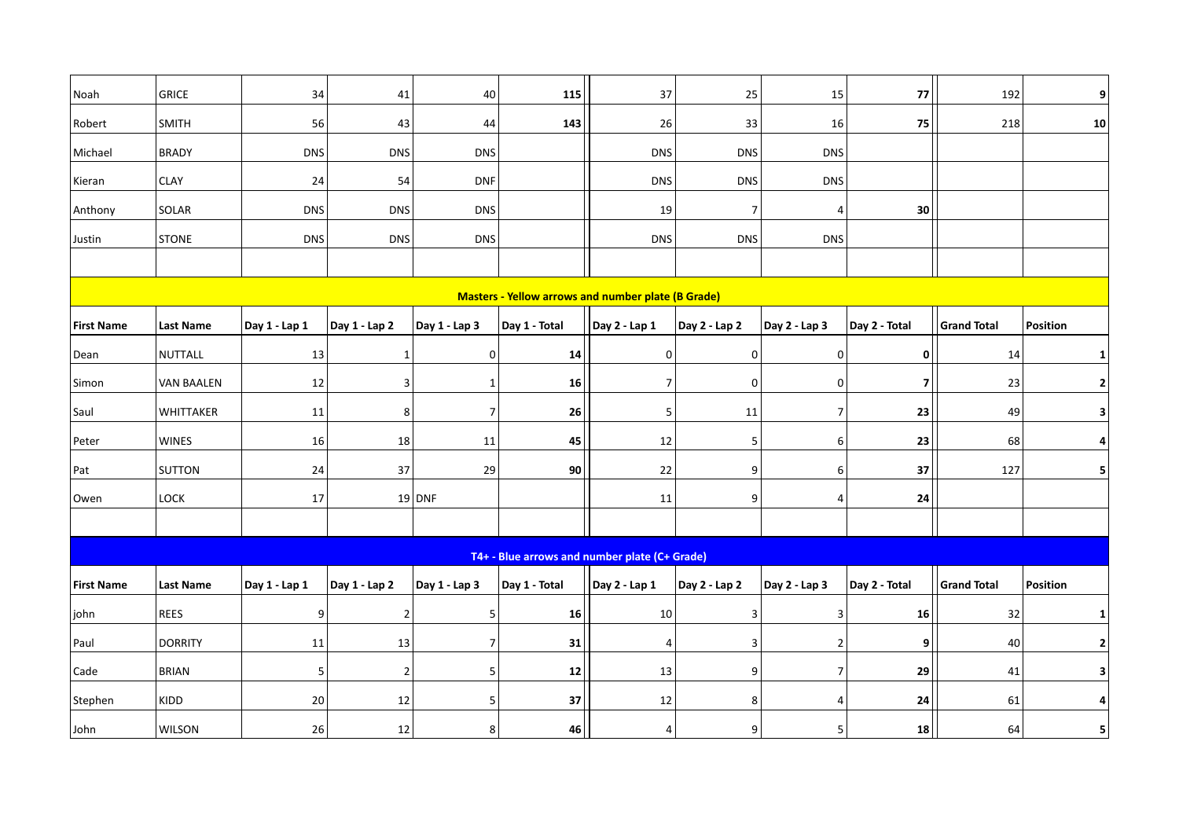| | | | | | | | | | | | |
|---|---|---|---|---|---|---|---|---|---|---|---|
| Noah | GRICE | 34 | 41 | 40 | 115 | 37 | 25 | 15 | 77 | 192 | 9 |
| Robert | SMITH | 56 | 43 | 44 | 143 | 26 | 33 | 16 | 75 | 218 | 10 |
| Michael | BRADY | DNS | DNS | DNS | | DNS | DNS | DNS | | | |
| Kieran | CLAY | 24 | 54 | DNF | | DNS | DNS | DNS | | | |
| Anthony | SOLAR | DNS | DNS | DNS | | 19 | 7 | 4 | 30 | | |
| Justin | STONE | DNS | DNS | DNS | | DNS | DNS | DNS | | | |

**Masters - Yellow arrows and number plate (B Grade)**

| First Name | Last Name | Day 1 - Lap 1 | Day 1 - Lap 2 | Day 1 - Lap 3 | Day 1 - Total | Day 2 - Lap 1 | Day 2 - Lap 2 | Day 2 - Lap 3 | Day 2 - Total | Grand Total | Position |
|---|---|---|---|---|---|---|---|---|---|---|---|
| Dean | NUTTALL | 13 | 1 | 0 | 14 | 0 | 0 | 0 | 0 | 14 | 1 |
| Simon | VAN BAALEN | 12 | 3 | 1 | 16 | 7 | 0 | 0 | 7 | 23 | 2 |
| Saul | WHITTAKER | 11 | 8 | 7 | 26 | 5 | 11 | 7 | 23 | 49 | 3 |
| Peter | WINES | 16 | 18 | 11 | 45 | 12 | 5 | 6 | 23 | 68 | 4 |
| Pat | SUTTON | 24 | 37 | 29 | 90 | 22 | 9 | 6 | 37 | 127 | 5 |
| Owen | LOCK | 17 | 19 | DNF | | 11 | 9 | 4 | 24 | | |

**T4+ - Blue arrows and number plate (C+ Grade)**

| First Name | Last Name | Day 1 - Lap 1 | Day 1 - Lap 2 | Day 1 - Lap 3 | Day 1 - Total | Day 2 - Lap 1 | Day 2 - Lap 2 | Day 2 - Lap 3 | Day 2 - Total | Grand Total | Position |
|---|---|---|---|---|---|---|---|---|---|---|---|
| john | REES | 9 | 2 | 5 | 16 | 10 | 3 | 3 | 16 | 32 | 1 |
| Paul | DORRITY | 11 | 13 | 7 | 31 | 4 | 3 | 2 | 9 | 40 | 2 |
| Cade | BRIAN | 5 | 2 | 5 | 12 | 13 | 9 | 7 | 29 | 41 | 3 |
| Stephen | KIDD | 20 | 12 | 5 | 37 | 12 | 8 | 4 | 24 | 61 | 4 |
| John | WILSON | 26 | 12 | 8 | 46 | 4 | 9 | 5 | 18 | 64 | 5 |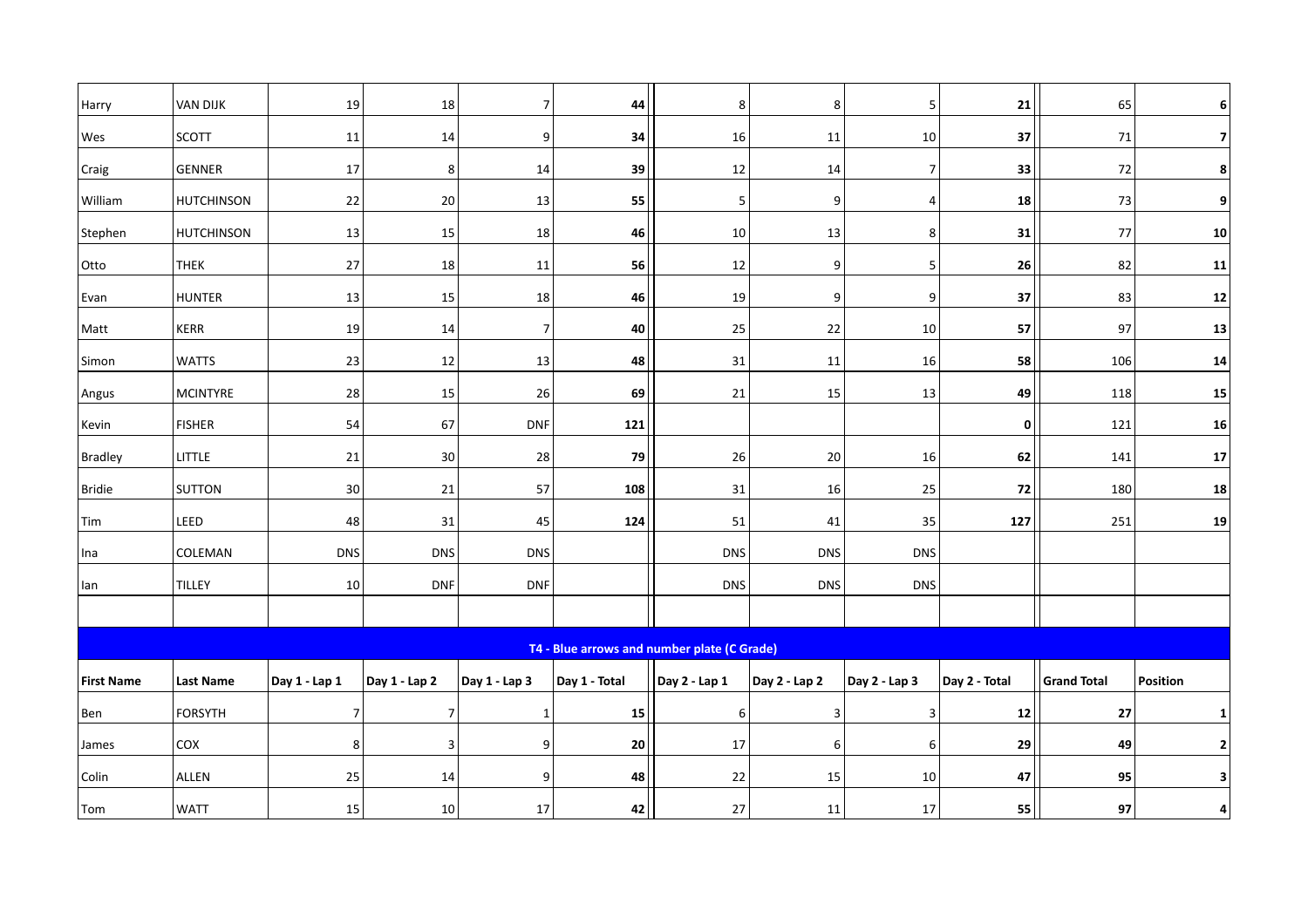| | | | | | | | | | | | |
|---|---|---|---|---|---|---|---|---|---|---|---|
| Harry | VAN DIJK | 19 | 18 | 7 | **44** | 8 | 8 | 5 | **21** | 65 | **6** |
| Wes | SCOTT | 11 | 14 | 9 | **34** | 16 | 11 | 10 | **37** | 71 | **7** |
| Craig | GENNER | 17 | 8 | 14 | **39** | 12 | 14 | 7 | **33** | 72 | **8** |
| William | HUTCHINSON | 22 | 20 | 13 | **55** | 5 | 9 | 4 | **18** | 73 | **9** |
| Stephen | HUTCHINSON | 13 | 15 | 18 | **46** | 10 | 13 | 8 | **31** | 77 | **10** |
| Otto | THEK | 27 | 18 | 11 | **56** | 12 | 9 | 5 | **26** | 82 | **11** |
| Evan | HUNTER | 13 | 15 | 18 | **46** | 19 | 9 | 9 | **37** | 83 | **12** |
| Matt | KERR | 19 | 14 | 7 | **40** | 25 | 22 | 10 | **57** | 97 | **13** |
| Simon | WATTS | 23 | 12 | 13 | **48** | 31 | 11 | 16 | **58** | 106 | **14** |
| Angus | MCINTYRE | 28 | 15 | 26 | **69** | 21 | 15 | 13 | **49** | 118 | **15** |
| Kevin | FISHER | 54 | 67 | DNF | **121** | | | | **0** | 121 | **16** |
| Bradley | LITTLE | 21 | 30 | 28 | **79** | 26 | 20 | 16 | **62** | 141 | **17** |
| Bridie | SUTTON | 30 | 21 | 57 | **108** | 31 | 16 | 25 | **72** | 180 | **18** |
| Tim | LEED | 48 | 31 | 45 | **124** | 51 | 41 | 35 | **127** | 251 | **19** |
| Ina | COLEMAN | DNS | DNS | DNS | | DNS | DNS | DNS | | | |
| Ian | TILLEY | 10 | DNF | DNF | | DNS | DNS | DNS | | | |

**T4 - Blue arrows and number plate (C Grade)**

| First Name | Last Name | Day 1 - Lap 1 | Day 1 - Lap 2 | Day 1 - Lap 3 | Day 1 - Total | Day 2 - Lap 1 | Day 2 - Lap 2 | Day 2 - Lap 3 | Day 2 - Total | Grand Total | Position |
|---|---|---|---|---|---|---|---|---|---|---|---|
| Ben | FORSYTH | 7 | 7 | 1 | **15** | 6 | 3 | 3 | **12** | **27** | **1** |
| James | COX | 8 | 3 | 9 | **20** | 17 | 6 | 6 | **29** | **49** | **2** |
| Colin | ALLEN | 25 | 14 | 9 | **48** | 22 | 15 | 10 | **47** | **95** | **3** |
| Tom | WATT | 15 | 10 | 17 | **42** | 27 | 11 | 17 | **55** | **97** | **4** |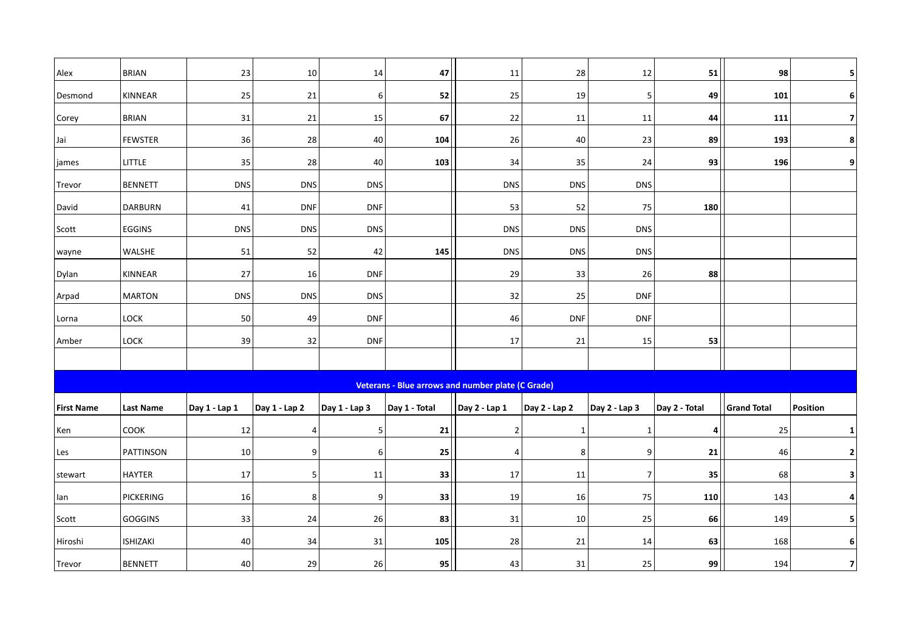| | | | | | | | | | | | |
|---|---|---|---|---|---|---|---|---|---|---|---|
| Alex | BRIAN | 23 | 10 | 14 | **47** | 11 | 28 | 12 | **51** | **98** | **5** |
| Desmond | KINNEAR | 25 | 21 | 6 | **52** | 25 | 19 | 5 | **49** | **101** | **6** |
| Corey | BRIAN | 31 | 21 | 15 | **67** | 22 | 11 | 11 | **44** | **111** | **7** |
| Jai | FEWSTER | 36 | 28 | 40 | **104** | 26 | 40 | 23 | **89** | **193** | **8** |
| james | LITTLE | 35 | 28 | 40 | **103** | 34 | 35 | 24 | **93** | **196** | **9** |
| Trevor | BENNETT | DNS | DNS | DNS | | DNS | DNS | DNS | | | |
| David | DARBURN | 41 | DNF | DNF | | 53 | 52 | 75 | **180** | | |
| Scott | EGGINS | DNS | DNS | DNS | | DNS | DNS | DNS | | | |
| wayne | WALSHE | 51 | 52 | 42 | **145** | DNS | DNS | DNS | | | |
| Dylan | KINNEAR | 27 | 16 | DNF | | 29 | 33 | 26 | **88** | | |
| Arpad | MARTON | DNS | DNS | DNS | | 32 | 25 | DNF | | | |
| Lorna | LOCK | 50 | 49 | DNF | | 46 | DNF | DNF | | | |
| Amber | LOCK | 39 | 32 | DNF | | 17 | 21 | 15 | **53** | | |

## Veterans - Blue arrows and number plate (C Grade)

| First Name | Last Name | Day 1 - Lap 1 | Day 1 - Lap 2 | Day 1 - Lap 3 | Day 1 - Total | Day 2 - Lap 1 | Day 2 - Lap 2 | Day 2 - Lap 3 | Day 2 - Total | Grand Total | Position |
|---|---|---|---|---|---|---|---|---|---|---|---|
| Ken | COOK | 12 | 4 | 5 | **21** | 2 | 1 | 1 | **4** | 25 | **1** |
| Les | PATTINSON | 10 | 9 | 6 | **25** | 4 | 8 | 9 | **21** | 46 | **2** |
| stewart | HAYTER | 17 | 5 | 11 | **33** | 17 | 11 | 7 | **35** | 68 | **3** |
| Ian | PICKERING | 16 | 8 | 9 | **33** | 19 | 16 | 75 | **110** | 143 | **4** |
| Scott | GOGGINS | 33 | 24 | 26 | **83** | 31 | 10 | 25 | **66** | 149 | **5** |
| Hiroshi | ISHIZAKI | 40 | 34 | 31 | **105** | 28 | 21 | 14 | **63** | 168 | **6** |
| Trevor | BENNETT | 40 | 29 | 26 | **95** | 43 | 31 | 25 | **99** | 194 | **7** |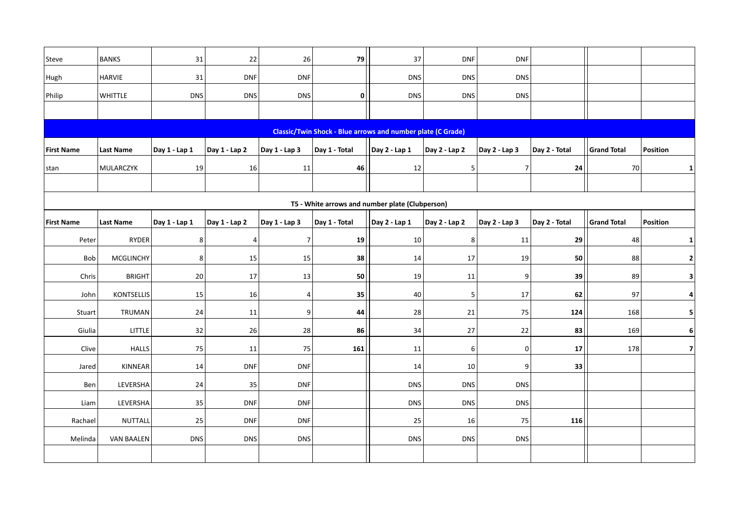| | | | | | | | | | | | |
|---|---|---|---|---|---|---|---|---|---|---|---|
| Steve | BANKS | 31 | 22 | 26 | **79** | 37 | DNF | DNF | | | |
| Hugh | HARVIE | 31 | DNF | DNF | | DNS | DNS | DNS | | | |
| Philip | WHITTLE | DNS | DNS | DNS | **0** | DNS | DNS | DNS | | | |
| | | | | | | | | | | | |

| Classic/Twin Shock - Blue arrows and number plate (C Grade) | | | | | | | | | | | |
|---|---|---|---|---|---|---|---|---|---|---|---|
| **First Name** | **Last Name** | **Day 1 - Lap 1** | **Day 1 - Lap 2** | **Day 1 - Lap 3** | **Day 1 - Total** | **Day 2 - Lap 1** | **Day 2 - Lap 2** | **Day 2 - Lap 3** | **Day 2 - Total** | **Grand Total** | **Position** |
| stan | MULARCZYK | 19 | 16 | 11 | **46** | 12 | 5 | 7 | **24** | 70 | **1** |
| | | | | | | | | | | | |

| T5 - White arrows and number plate (Clubperson) | | | | | | | | | | | |
|---|---|---|---|---|---|---|---|---|---|---|---|
| **First Name** | **Last Name** | **Day 1 - Lap 1** | **Day 1 - Lap 2** | **Day 1 - Lap 3** | **Day 1 - Total** | **Day 2 - Lap 1** | **Day 2 - Lap 2** | **Day 2 - Lap 3** | **Day 2 - Total** | **Grand Total** | **Position** |
| Peter | RYDER | 8 | 4 | 7 | **19** | 10 | 8 | 11 | **29** | 48 | **1** |
| Bob | MCGLINCHY | 8 | 15 | 15 | **38** | 14 | 17 | 19 | **50** | 88 | **2** |
| Chris | BRIGHT | 20 | 17 | 13 | **50** | 19 | 11 | 9 | **39** | 89 | **3** |
| John | KONTSELLIS | 15 | 16 | 4 | **35** | 40 | 5 | 17 | **62** | 97 | **4** |
| Stuart | TRUMAN | 24 | 11 | 9 | **44** | 28 | 21 | 75 | **124** | 168 | **5** |
| Giulia | LITTLE | 32 | 26 | 28 | **86** | 34 | 27 | 22 | **83** | 169 | **6** |
| Clive | HALLS | 75 | 11 | 75 | **161** | 11 | 6 | 0 | **17** | 178 | **7** |
| Jared | KINNEAR | 14 | DNF | DNF | | 14 | 10 | 9 | **33** | | |
| Ben | LEVERSHA | 24 | 35 | DNF | | DNS | DNS | DNS | | | |
| Liam | LEVERSHA | 35 | DNF | DNF | | DNS | DNS | DNS | | | |
| Rachael | NUTTALL | 25 | DNF | DNF | | 25 | 16 | 75 | **116** | | |
| Melinda | VAN BAALEN | DNS | DNS | DNS | | DNS | DNS | DNS | | | |
| | | | | | | | | | | | |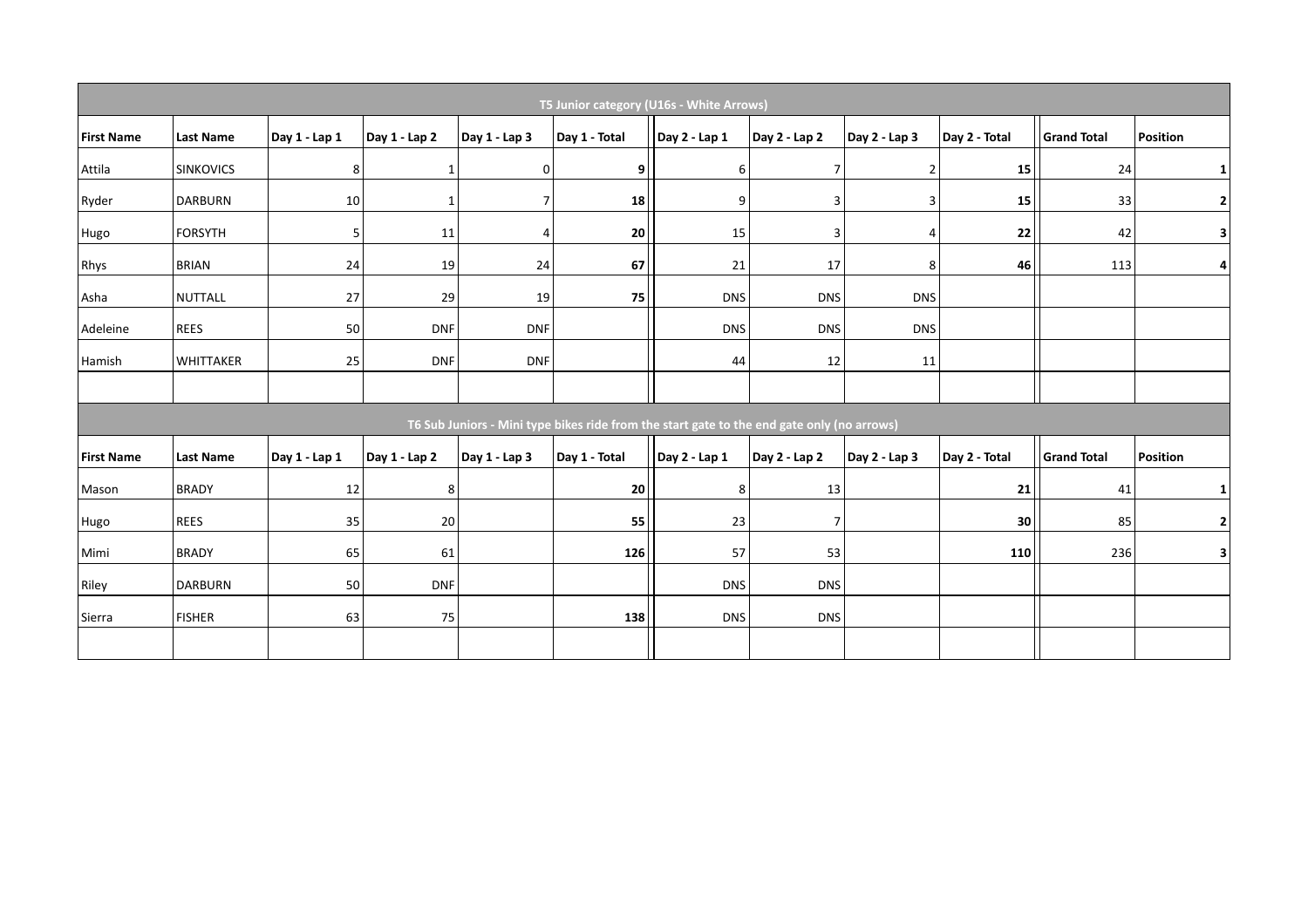| T5 Junior category (U16s - White Arrows) | | | | | | | | | | | |
|---|---|---|---|---|---|---|---|---|---|---|---|
| **First Name** | **Last Name** | **Day 1 - Lap 1** | **Day 1 - Lap 2** | **Day 1 - Lap 3** | **Day 1 - Total** | **Day 2 - Lap 1** | **Day 2 - Lap 2** | **Day 2 - Lap 3** | **Day 2 - Total** | **Grand Total** | **Position** |
| Attila | SINKOVICS | 8 | 1 | 0 | **9** | 6 | 7 | 2 | **15** | 24 | **1** |
| Ryder | DARBURN | 10 | 1 | 7 | **18** | 9 | 3 | 3 | **15** | 33 | **2** |
| Hugo | FORSYTH | 5 | 11 | 4 | **20** | 15 | 3 | 4 | **22** | 42 | **3** |
| Rhys | BRIAN | 24 | 19 | 24 | **67** | 21 | 17 | 8 | **46** | 113 | **4** |
| Asha | NUTTALL | 27 | 29 | 19 | **75** | DNS | DNS | DNS | | | |
| Adeleine | REES | 50 | DNF | DNF | | DNS | DNS | DNS | | | |
| Hamish | WHITTAKER | 25 | DNF | DNF | | 44 | 12 | 11 | | | |

| T6 Sub Juniors - Mini type bikes ride from the start gate to the end gate only (no arrows) | | | | | | | | | | | |
|---|---|---|---|---|---|---|---|---|---|---|---|
| **First Name** | **Last Name** | **Day 1 - Lap 1** | **Day 1 - Lap 2** | **Day 1 - Lap 3** | **Day 1 - Total** | **Day 2 - Lap 1** | **Day 2 - Lap 2** | **Day 2 - Lap 3** | **Day 2 - Total** | **Grand Total** | **Position** |
| Mason | BRADY | 12 | 8 | | **20** | 8 | 13 | | **21** | 41 | **1** |
| Hugo | REES | 35 | 20 | | **55** | 23 | 7 | | **30** | 85 | **2** |
| Mimi | BRADY | 65 | 61 | | **126** | 57 | 53 | | **110** | 236 | **3** |
| Riley | DARBURN | 50 | DNF | | | DNS | DNS | | | | |
| Sierra | FISHER | 63 | 75 | | **138** | DNS | DNS | | | | |